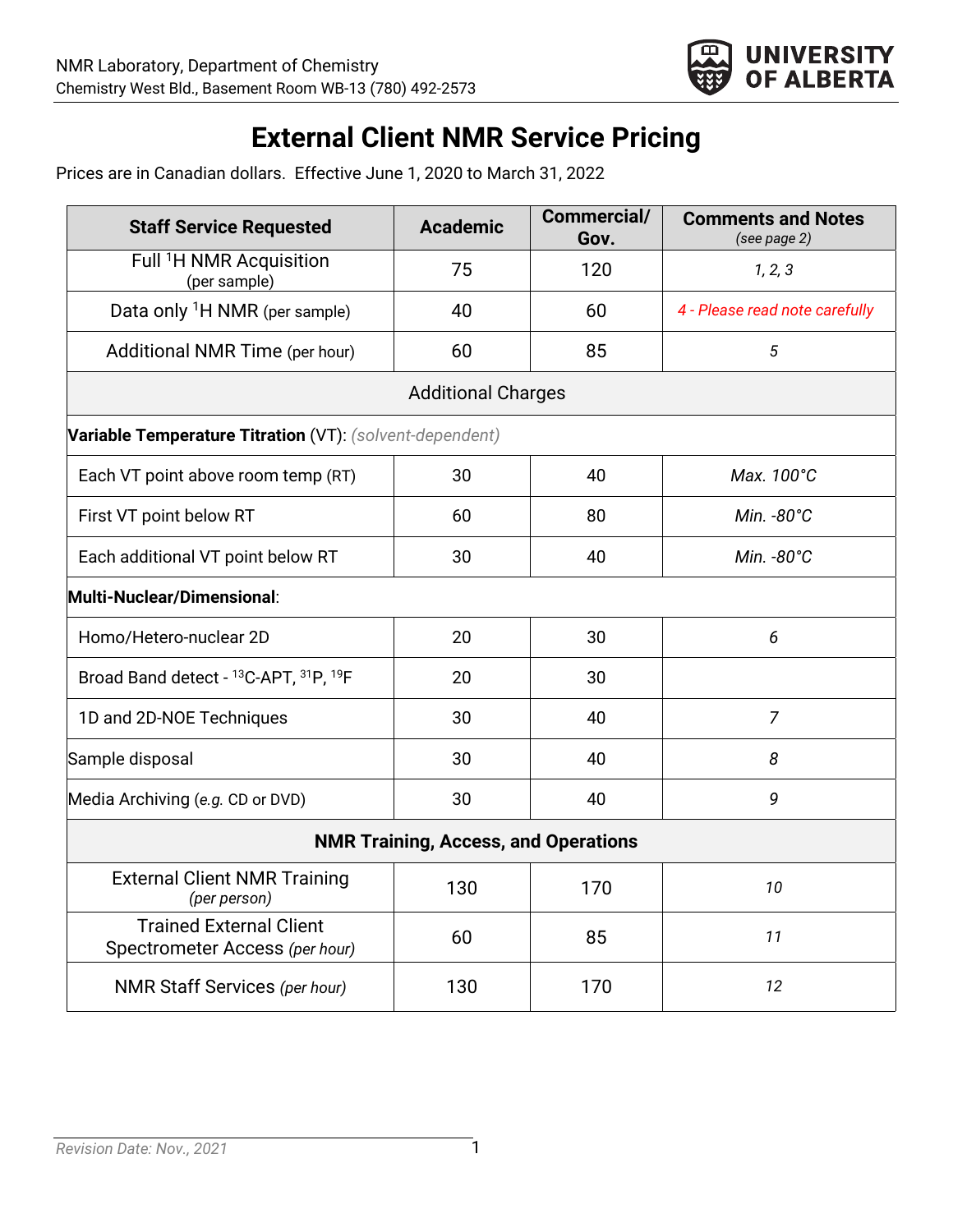NMR Laboratory, Department of Chemistry
Chemistry West Bld., Basement Room WB-13 (780) 492-2573

# External Client NMR Service Pricing

Prices are in Canadian dollars. Effective June 1, 2020 to March 31, 2022

| Staff Service Requested | Academic | Commercial/ Gov. | Comments and Notes *(see page 2)* |
|---|---|---|---|
| Full $^1$H NMR Acquisition (per sample) | 75 | 120 | *1, 2, 3* |
| Data only $^1$H NMR (per sample) | 40 | 60 | *4 - Please read note carefully* |
| Additional NMR Time (per hour) | 60 | 85 | *5* |
| Additional Charges | | | |
| **Variable Temperature Titration** (VT): *(solvent-dependent)* | | | |
| Each VT point above room temp (RT) | 30 | 40 | *Max. 100°C* |
| First VT point below RT | 60 | 80 | *Min. -80°C* |
| Each additional VT point below RT | 30 | 40 | *Min. -80°C* |
| **Multi-Nuclear/Dimensional**: | | | |
| Homo/Hetero-nuclear 2D | 20 | 30 | *6* |
| Broad Band detect - $^{13}$C-APT, $^{31}$P, $^{19}$F | 20 | 30 | |
| 1D and 2D-NOE Techniques | 30 | 40 | *7* |
| Sample disposal | 30 | 40 | *8* |
| Media Archiving (*e.g.* CD or DVD) | 30 | 40 | *9* |
| **NMR Training, Access, and Operations** | | | |
| External Client NMR Training *(per person)* | 130 | 170 | *10* |
| Trained External Client Spectrometer Access *(per hour)* | 60 | 85 | *11* |
| NMR Staff Services *(per hour)* | 130 | 170 | *12* |

*Revision Date: Nov., 2021*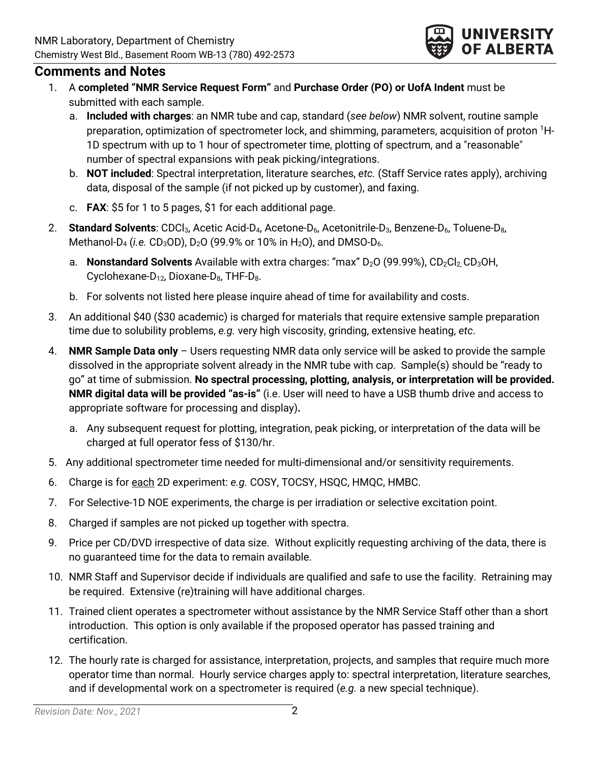## Comments and Notes

1. A **completed "NMR Service Request Form"** and **Purchase Order (PO) or UofA Indent** must be submitted with each sample.
   a. **Included with charges**: an NMR tube and cap, standard (*see below*) NMR solvent, routine sample preparation, optimization of spectrometer lock, and shimming, parameters, acquisition of proton $^{1}$H-1D spectrum with up to 1 hour of spectrometer time, plotting of spectrum, and a "reasonable" number of spectral expansions with peak picking/integrations.
   b. **NOT included**: Spectral interpretation, literature searches, *etc.* (Staff Service rates apply), archiving data, disposal of the sample (if not picked up by customer), and faxing.
   c. **FAX**: $5 for 1 to 5 pages, $1 for each additional page.
2. **Standard Solvents**: $CDCl_3$, Acetic Acid-$D_4$, Acetone-$D_6$, Acetonitrile-$D_3$, Benzene-$D_6$, Toluene-$D_8$, Methanol-$D_4$ (*i.e.* $CD_3OD$), $D_2O$ (99.9% or 10% in $H_2O$), and DMSO-$D_6$.
   a. **Nonstandard Solvents** Available with extra charges: "max" $D_2O$ (99.99%), $CD_2Cl_2$, $CD_3OH$, Cyclohexane-$D_{12}$, Dioxane-$D_8$, THF-$D_8$.
   b. For solvents not listed here please inquire ahead of time for availability and costs.
3. An additional $40 ($30 academic) is charged for materials that require extensive sample preparation time due to solubility problems, *e.g.* very high viscosity, grinding, extensive heating, *etc*.
4. **NMR Sample Data only** – Users requesting NMR data only service will be asked to provide the sample dissolved in the appropriate solvent already in the NMR tube with cap. Sample(s) should be "ready to go" at time of submission. **No spectral processing, plotting, analysis, or interpretation will be provided. NMR digital data will be provided "as-is"** (i.e. User will need to have a USB thumb drive and access to appropriate software for processing and display)**.**
   a. Any subsequent request for plotting, integration, peak picking, or interpretation of the data will be charged at full operator fess of $130/hr.
5. Any additional spectrometer time needed for multi-dimensional and/or sensitivity requirements.
6. Charge is for each 2D experiment: *e.g.* COSY, TOCSY, HSQC, HMQC, HMBC.
7. For Selective-1D NOE experiments, the charge is per irradiation or selective excitation point.
8. Charged if samples are not picked up together with spectra.
9. Price per CD/DVD irrespective of data size. Without explicitly requesting archiving of the data, there is no guaranteed time for the data to remain available.
10. NMR Staff and Supervisor decide if individuals are qualified and safe to use the facility. Retraining may be required. Extensive (re)training will have additional charges.
11. Trained client operates a spectrometer without assistance by the NMR Service Staff other than a short introduction. This option is only available if the proposed operator has passed training and certification.
12. The hourly rate is charged for assistance, interpretation, projects, and samples that require much more operator time than normal. Hourly service charges apply to: spectral interpretation, literature searches, and if developmental work on a spectrometer is required (*e.g.* a new special technique).